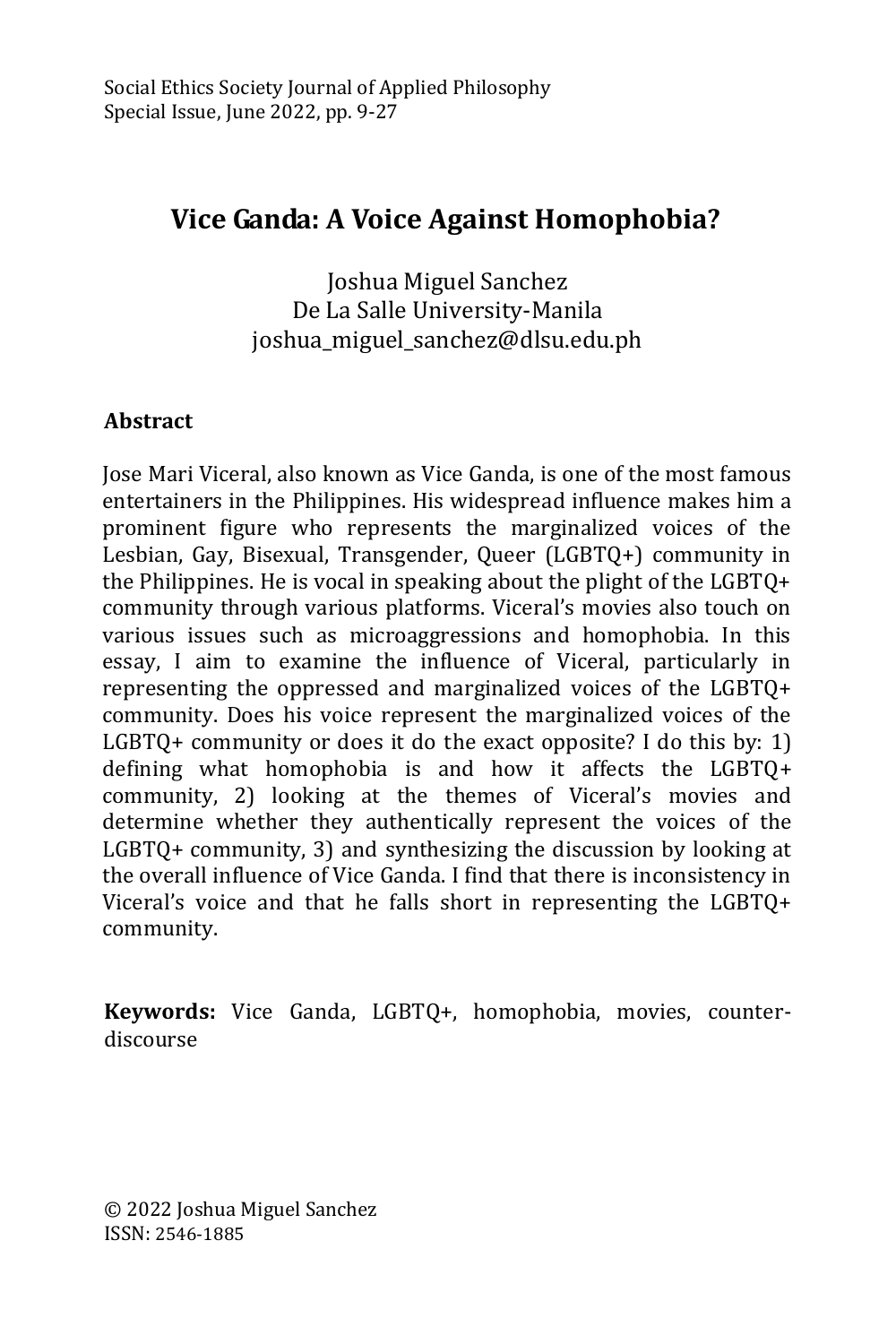# Vice Ganda: A Voice Against Homophobia?

Joshua Miguel Sanchez
De La Salle University-Manila
joshua_miguel_sanchez@dlsu.edu.ph

## Abstract

Jose Mari Viceral, also known as Vice Ganda, is one of the most famous entertainers in the Philippines. His widespread influence makes him a prominent figure who represents the marginalized voices of the Lesbian, Gay, Bisexual, Transgender, Queer (LGBTQ+) community in the Philippines. He is vocal in speaking about the plight of the LGBTQ+ community through various platforms. Viceral's movies also touch on various issues such as microaggressions and homophobia. In this essay, I aim to examine the influence of Viceral, particularly in representing the oppressed and marginalized voices of the LGBTQ+ community. Does his voice represent the marginalized voices of the LGBTQ+ community or does it do the exact opposite? I do this by: 1) defining what homophobia is and how it affects the LGBTQ+ community, 2) looking at the themes of Viceral's movies and determine whether they authentically represent the voices of the LGBTQ+ community, 3) and synthesizing the discussion by looking at the overall influence of Vice Ganda. I find that there is inconsistency in Viceral's voice and that he falls short in representing the LGBTQ+ community.

**Keywords:** Vice Ganda, LGBTQ+, homophobia, movies, counter-discourse

© 2022 Joshua Miguel Sanchez
ISSN: 2546-1885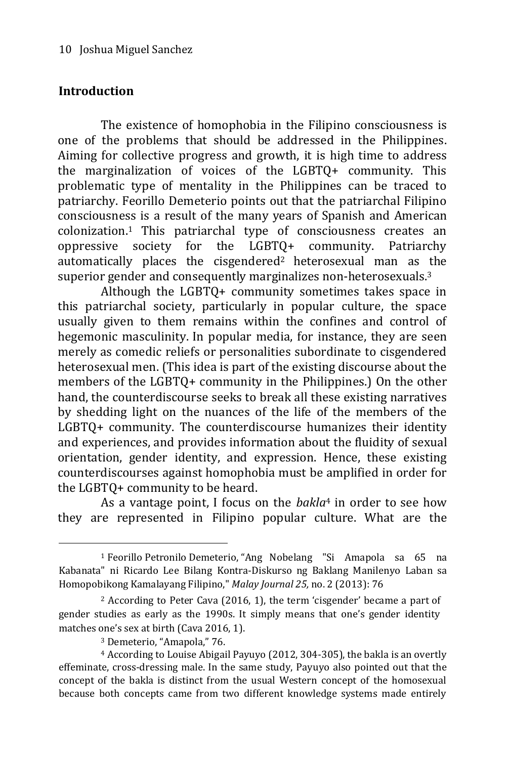## Introduction

The existence of homophobia in the Filipino consciousness is one of the problems that should be addressed in the Philippines. Aiming for collective progress and growth, it is high time to address the marginalization of voices of the LGBTQ+ community. This problematic type of mentality in the Philippines can be traced to patriarchy. Feorillo Demeterio points out that the patriarchal Filipino consciousness is a result of the many years of Spanish and American colonization.[1] This patriarchal type of consciousness creates an oppressive society for the LGBTQ+ community. Patriarchy automatically places the cisgendered[2] heterosexual man as the superior gender and consequently marginalizes non-heterosexuals.[3]

Although the LGBTQ+ community sometimes takes space in this patriarchal society, particularly in popular culture, the space usually given to them remains within the confines and control of hegemonic masculinity. In popular media, for instance, they are seen merely as comedic reliefs or personalities subordinate to cisgendered heterosexual men. (This idea is part of the existing discourse about the members of the LGBTQ+ community in the Philippines.) On the other hand, the counterdiscourse seeks to break all these existing narratives by shedding light on the nuances of the life of the members of the LGBTQ+ community. The counterdiscourse humanizes their identity and experiences, and provides information about the fluidity of sexual orientation, gender identity, and expression. Hence, these existing counterdiscourses against homophobia must be amplified in order for the LGBTQ+ community to be heard.

As a vantage point, I focus on the *bakla*[4] in order to see how they are represented in Filipino popular culture. What are the

---

[1] Feorillo Petronilo Demeterio, "Ang Nobelang "Si Amapola sa 65 na Kabanata" ni Ricardo Lee Bilang Kontra-Diskurso ng Baklang Manilenyo Laban sa Homopobikong Kamalayang Filipino," *Malay Journal 25,* no. 2 (2013): 76

[2] According to Peter Cava (2016, 1), the term 'cisgender' became a part of gender studies as early as the 1990s. It simply means that one's gender identity matches one's sex at birth (Cava 2016, 1).

[3] Demeterio, "Amapola," 76.

[4] According to Louise Abigail Payuyo (2012, 304-305), the bakla is an overtly effeminate, cross-dressing male. In the same study, Payuyo also pointed out that the concept of the bakla is distinct from the usual Western concept of the homosexual because both concepts came from two different knowledge systems made entirely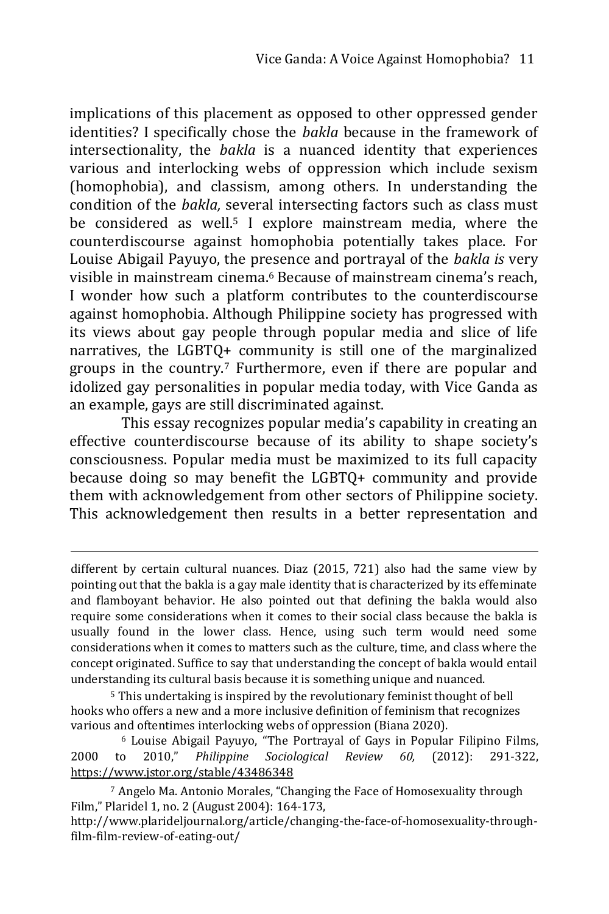implications of this placement as opposed to other oppressed gender identities? I specifically chose the *bakla* because in the framework of intersectionality, the *bakla* is a nuanced identity that experiences various and interlocking webs of oppression which include sexism (homophobia), and classism, among others. In understanding the condition of the *bakla,* several intersecting factors such as class must be considered as well.[5] I explore mainstream media, where the counterdiscourse against homophobia potentially takes place. For Louise Abigail Payuyo, the presence and portrayal of the *bakla is* very visible in mainstream cinema.[6] Because of mainstream cinema's reach, I wonder how such a platform contributes to the counterdiscourse against homophobia. Although Philippine society has progressed with its views about gay people through popular media and slice of life narratives, the LGBTQ+ community is still one of the marginalized groups in the country.[7] Furthermore, even if there are popular and idolized gay personalities in popular media today, with Vice Ganda as an example, gays are still discriminated against.

This essay recognizes popular media's capability in creating an effective counterdiscourse because of its ability to shape society's consciousness. Popular media must be maximized to its full capacity because doing so may benefit the LGBTQ+ community and provide them with acknowledgement from other sectors of Philippine society. This acknowledgement then results in a better representation and

---

different by certain cultural nuances. Diaz (2015, 721) also had the same view by pointing out that the bakla is a gay male identity that is characterized by its effeminate and flamboyant behavior. He also pointed out that defining the bakla would also require some considerations when it comes to their social class because the bakla is usually found in the lower class. Hence, using such term would need some considerations when it comes to matters such as the culture, time, and class where the concept originated. Suffice to say that understanding the concept of bakla would entail understanding its cultural basis because it is something unique and nuanced.

[5] This undertaking is inspired by the revolutionary feminist thought of bell hooks who offers a new and a more inclusive definition of feminism that recognizes various and oftentimes interlocking webs of oppression (Biana 2020).

[6] Louise Abigail Payuyo, "The Portrayal of Gays in Popular Filipino Films, 2000 to 2010," *Philippine Sociological Review 60,* (2012): 291-322, https://www.jstor.org/stable/43486348

[7] Angelo Ma. Antonio Morales, "Changing the Face of Homosexuality through Film," Plaridel 1, no. 2 (August 2004): 164-173, http://www.plarideljournal.org/article/changing-the-face-of-homosexuality-through-film-film-review-of-eating-out/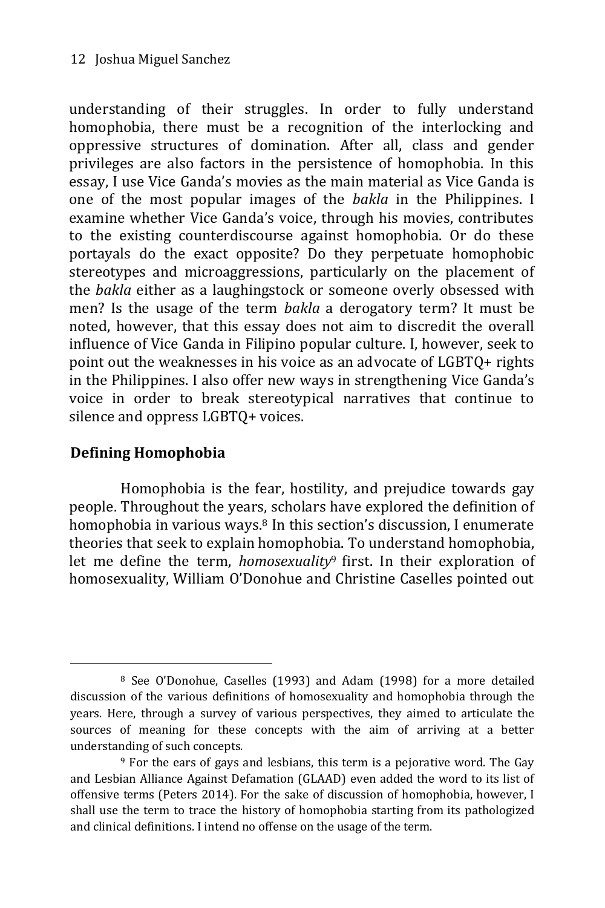understanding of their struggles. In order to fully understand homophobia, there must be a recognition of the interlocking and oppressive structures of domination. After all, class and gender privileges are also factors in the persistence of homophobia. In this essay, I use Vice Ganda's movies as the main material as Vice Ganda is one of the most popular images of the *bakla* in the Philippines. I examine whether Vice Ganda's voice, through his movies, contributes to the existing counterdiscourse against homophobia. Or do these portayals do the exact opposite? Do they perpetuate homophobic stereotypes and microaggressions, particularly on the placement of the *bakla* either as a laughingstock or someone overly obsessed with men? Is the usage of the term *bakla* a derogatory term? It must be noted, however, that this essay does not aim to discredit the overall influence of Vice Ganda in Filipino popular culture. I, however, seek to point out the weaknesses in his voice as an advocate of LGBTQ+ rights in the Philippines. I also offer new ways in strengthening Vice Ganda's voice in order to break stereotypical narratives that continue to silence and oppress LGBTQ+ voices.

## Defining Homophobia

Homophobia is the fear, hostility, and prejudice towards gay people. Throughout the years, scholars have explored the definition of homophobia in various ways.[8] In this section's discussion, I enumerate theories that seek to explain homophobia. To understand homophobia, let me define the term, *homosexuality*[9] first. In their exploration of homosexuality, William O'Donohue and Christine Caselles pointed out

---

[8] See O'Donohue, Caselles (1993) and Adam (1998) for a more detailed discussion of the various definitions of homosexuality and homophobia through the years. Here, through a survey of various perspectives, they aimed to articulate the sources of meaning for these concepts with the aim of arriving at a better understanding of such concepts.

[9] For the ears of gays and lesbians, this term is a pejorative word. The Gay and Lesbian Alliance Against Defamation (GLAAD) even added the word to its list of offensive terms (Peters 2014). For the sake of discussion of homophobia, however, I shall use the term to trace the history of homophobia starting from its pathologized and clinical definitions. I intend no offense on the usage of the term.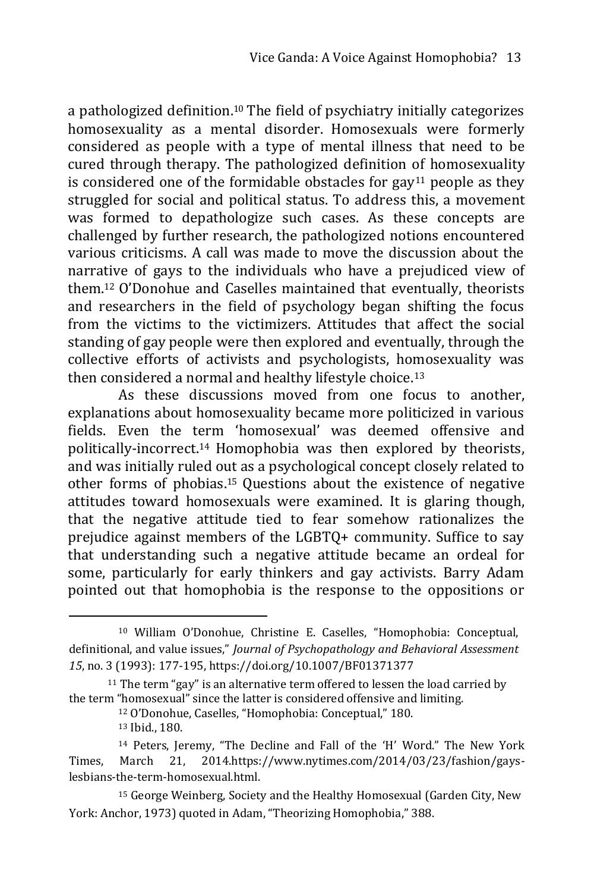a pathologized definition.[10] The field of psychiatry initially categorizes homosexuality as a mental disorder. Homosexuals were formerly considered as people with a type of mental illness that need to be cured through therapy. The pathologized definition of homosexuality is considered one of the formidable obstacles for gay[11] people as they struggled for social and political status. To address this, a movement was formed to depathologize such cases. As these concepts are challenged by further research, the pathologized notions encountered various criticisms. A call was made to move the discussion about the narrative of gays to the individuals who have a prejudiced view of them.[12] O'Donohue and Caselles maintained that eventually, theorists and researchers in the field of psychology began shifting the focus from the victims to the victimizers. Attitudes that affect the social standing of gay people were then explored and eventually, through the collective efforts of activists and psychologists, homosexuality was then considered a normal and healthy lifestyle choice.[13]

As these discussions moved from one focus to another, explanations about homosexuality became more politicized in various fields. Even the term 'homosexual' was deemed offensive and politically-incorrect.[14] Homophobia was then explored by theorists, and was initially ruled out as a psychological concept closely related to other forms of phobias.[15] Questions about the existence of negative attitudes toward homosexuals were examined. It is glaring though, that the negative attitude tied to fear somehow rationalizes the prejudice against members of the LGBTQ+ community. Suffice to say that understanding such a negative attitude became an ordeal for some, particularly for early thinkers and gay activists. Barry Adam pointed out that homophobia is the response to the oppositions or

---

[10] William O'Donohue, Christine E. Caselles, "Homophobia: Conceptual, definitional, and value issues," *Journal of Psychopathology and Behavioral Assessment 15*, no. 3 (1993): 177-195, https://doi.org/10.1007/BF01371377

[11] The term "gay" is an alternative term offered to lessen the load carried by the term "homosexual" since the latter is considered offensive and limiting.

[12] O'Donohue, Caselles, "Homophobia: Conceptual," 180.

[13] Ibid., 180.

[14] Peters, Jeremy, "The Decline and Fall of the 'H' Word." The New York Times, March 21, 2014.https://www.nytimes.com/2014/03/23/fashion/gays-lesbians-the-term-homosexual.html.

[15] George Weinberg, Society and the Healthy Homosexual (Garden City, New York: Anchor, 1973) quoted in Adam, "Theorizing Homophobia," 388.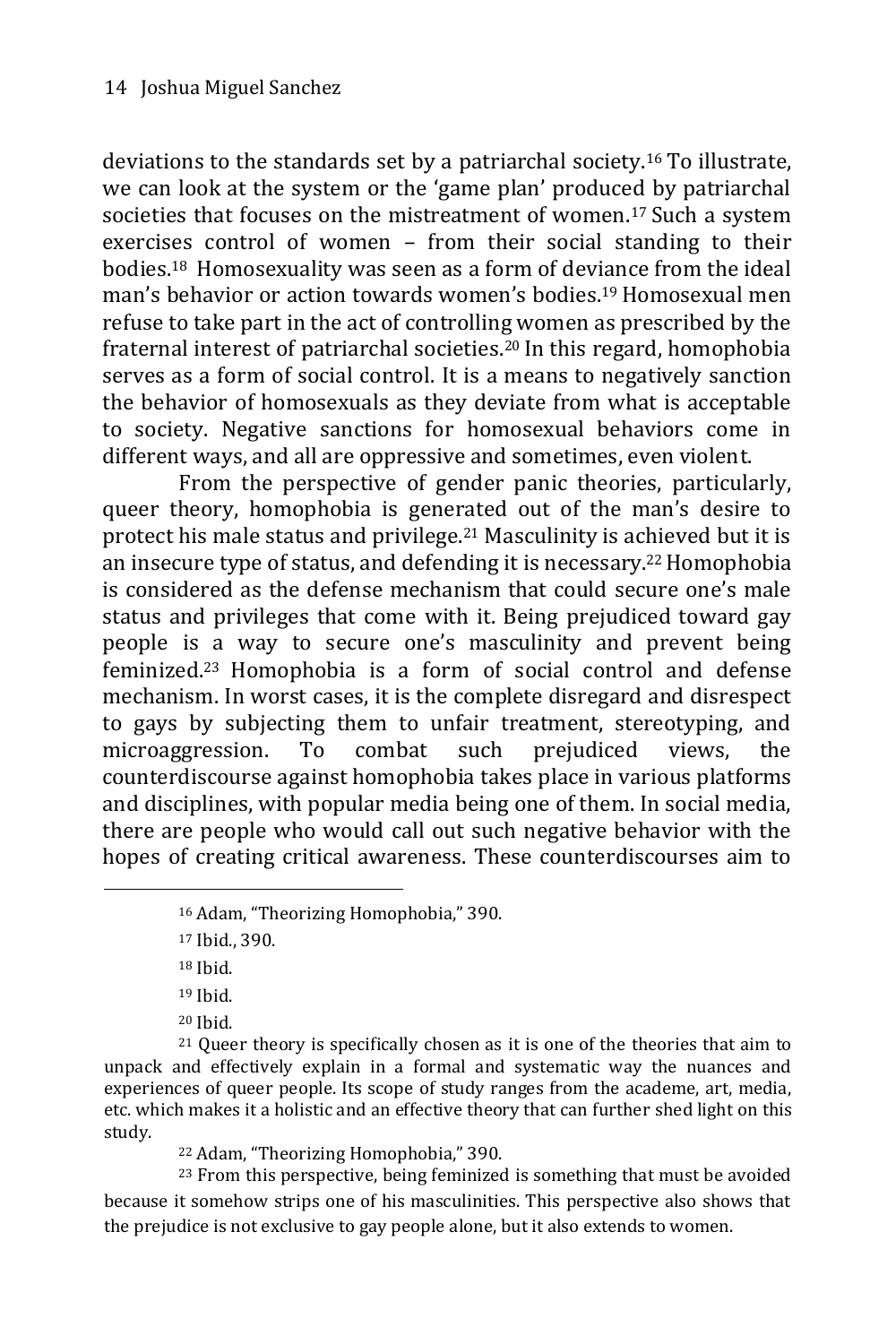deviations to the standards set by a patriarchal society.[16] To illustrate, we can look at the system or the 'game plan' produced by patriarchal societies that focuses on the mistreatment of women.[17] Such a system exercises control of women – from their social standing to their bodies.[18] Homosexuality was seen as a form of deviance from the ideal man's behavior or action towards women's bodies.[19] Homosexual men refuse to take part in the act of controlling women as prescribed by the fraternal interest of patriarchal societies.[20] In this regard, homophobia serves as a form of social control. It is a means to negatively sanction the behavior of homosexuals as they deviate from what is acceptable to society. Negative sanctions for homosexual behaviors come in different ways, and all are oppressive and sometimes, even violent.

From the perspective of gender panic theories, particularly, queer theory, homophobia is generated out of the man's desire to protect his male status and privilege.[21] Masculinity is achieved but it is an insecure type of status, and defending it is necessary.[22] Homophobia is considered as the defense mechanism that could secure one's male status and privileges that come with it. Being prejudiced toward gay people is a way to secure one's masculinity and prevent being feminized.[23] Homophobia is a form of social control and defense mechanism. In worst cases, it is the complete disregard and disrespect to gays by subjecting them to unfair treatment, stereotyping, and microaggression. To combat such prejudiced views, the counterdiscourse against homophobia takes place in various platforms and disciplines, with popular media being one of them. In social media, there are people who would call out such negative behavior with the hopes of creating critical awareness. These counterdiscourses aim to

---

[16] Adam, "Theorizing Homophobia," 390.

[17] Ibid., 390.

[18] Ibid.

[19] Ibid.

[20] Ibid.

[21] Queer theory is specifically chosen as it is one of the theories that aim to unpack and effectively explain in a formal and systematic way the nuances and experiences of queer people. Its scope of study ranges from the academe, art, media, etc. which makes it a holistic and an effective theory that can further shed light on this study.

[22] Adam, "Theorizing Homophobia," 390.

[23] From this perspective, being feminized is something that must be avoided because it somehow strips one of his masculinities. This perspective also shows that the prejudice is not exclusive to gay people alone, but it also extends to women.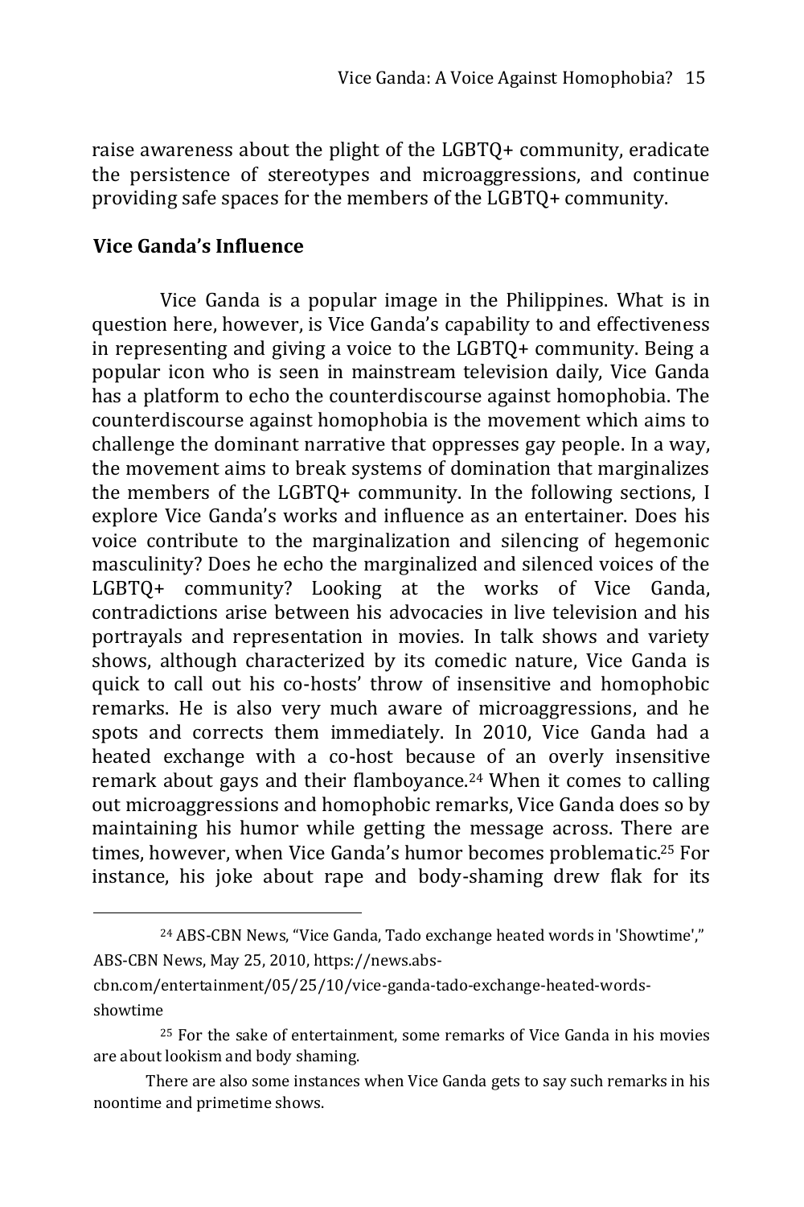raise awareness about the plight of the LGBTQ+ community, eradicate the persistence of stereotypes and microaggressions, and continue providing safe spaces for the members of the LGBTQ+ community.

## Vice Ganda's Influence

Vice Ganda is a popular image in the Philippines. What is in question here, however, is Vice Ganda's capability to and effectiveness in representing and giving a voice to the LGBTQ+ community. Being a popular icon who is seen in mainstream television daily, Vice Ganda has a platform to echo the counterdiscourse against homophobia. The counterdiscourse against homophobia is the movement which aims to challenge the dominant narrative that oppresses gay people. In a way, the movement aims to break systems of domination that marginalizes the members of the LGBTQ+ community. In the following sections, I explore Vice Ganda's works and influence as an entertainer. Does his voice contribute to the marginalization and silencing of hegemonic masculinity? Does he echo the marginalized and silenced voices of the LGBTQ+ community? Looking at the works of Vice Ganda, contradictions arise between his advocacies in live television and his portrayals and representation in movies. In talk shows and variety shows, although characterized by its comedic nature, Vice Ganda is quick to call out his co-hosts' throw of insensitive and homophobic remarks. He is also very much aware of microaggressions, and he spots and corrects them immediately. In 2010, Vice Ganda had a heated exchange with a co-host because of an overly insensitive remark about gays and their flamboyance.[24] When it comes to calling out microaggressions and homophobic remarks, Vice Ganda does so by maintaining his humor while getting the message across. There are times, however, when Vice Ganda's humor becomes problematic.[25] For instance, his joke about rape and body-shaming drew flak for its

---

[24] ABS-CBN News, "Vice Ganda, Tado exchange heated words in 'Showtime'," ABS-CBN News, May 25, 2010, https://news.abs-cbn.com/entertainment/05/25/10/vice-ganda-tado-exchange-heated-words-showtime

[25] For the sake of entertainment, some remarks of Vice Ganda in his movies are about lookism and body shaming.

There are also some instances when Vice Ganda gets to say such remarks in his noontime and primetime shows.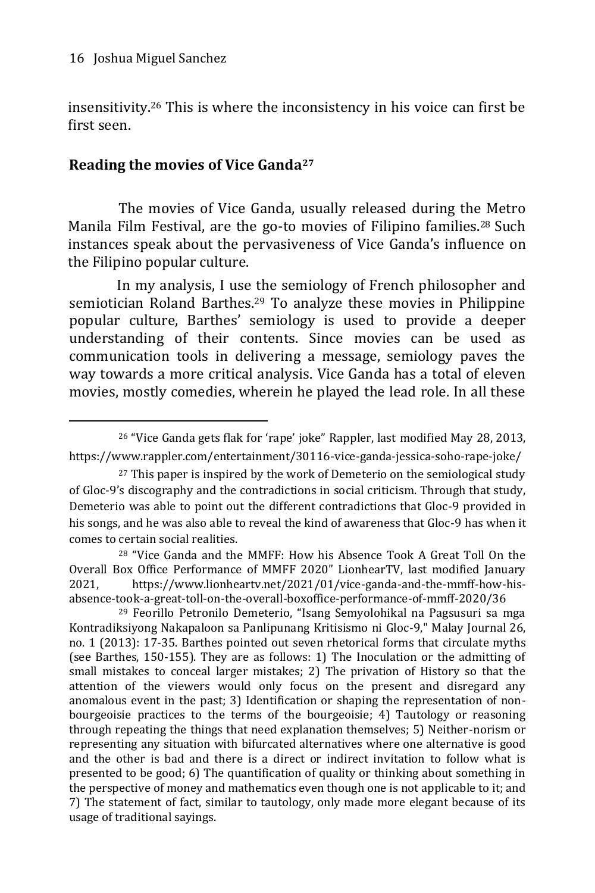insensitivity.[26] This is where the inconsistency in his voice can first be first seen.

## Reading the movies of Vice Ganda[27]

The movies of Vice Ganda, usually released during the Metro Manila Film Festival, are the go-to movies of Filipino families.[28] Such instances speak about the pervasiveness of Vice Ganda's influence on the Filipino popular culture.

In my analysis, I use the semiology of French philosopher and semiotician Roland Barthes.[29] To analyze these movies in Philippine popular culture, Barthes' semiology is used to provide a deeper understanding of their contents. Since movies can be used as communication tools in delivering a message, semiology paves the way towards a more critical analysis. Vice Ganda has a total of eleven movies, mostly comedies, wherein he played the lead role. In all these

---

[26] "Vice Ganda gets flak for 'rape' joke" Rappler, last modified May 28, 2013, https://www.rappler.com/entertainment/30116-vice-ganda-jessica-soho-rape-joke/

[27] This paper is inspired by the work of Demeterio on the semiological study of Gloc-9's discography and the contradictions in social criticism. Through that study, Demeterio was able to point out the different contradictions that Gloc-9 provided in his songs, and he was also able to reveal the kind of awareness that Gloc-9 has when it comes to certain social realities.

[28] "Vice Ganda and the MMFF: How his Absence Took A Great Toll On the Overall Box Office Performance of MMFF 2020" LionhearTV, last modified January 2021, https://www.lionheartv.net/2021/01/vice-ganda-and-the-mmff-how-his-absence-took-a-great-toll-on-the-overall-boxoffice-performance-of-mmff-2020/36

[29] Feorillo Petronilo Demeterio, "Isang Semyolohikal na Pagsusuri sa mga Kontradiksiyong Nakapaloon sa Panlipunang Kritisismo ni Gloc-9," Malay Journal 26, no. 1 (2013): 17-35. Barthes pointed out seven rhetorical forms that circulate myths (see Barthes, 150-155). They are as follows: 1) The Inoculation or the admitting of small mistakes to conceal larger mistakes; 2) The privation of History so that the attention of the viewers would only focus on the present and disregard any anomalous event in the past; 3) Identification or shaping the representation of non-bourgeoisie practices to the terms of the bourgeoisie; 4) Tautology or reasoning through repeating the things that need explanation themselves; 5) Neither-norism or representing any situation with bifurcated alternatives where one alternative is good and the other is bad and there is a direct or indirect invitation to follow what is presented to be good; 6) The quantification of quality or thinking about something in the perspective of money and mathematics even though one is not applicable to it; and 7) The statement of fact, similar to tautology, only made more elegant because of its usage of traditional sayings.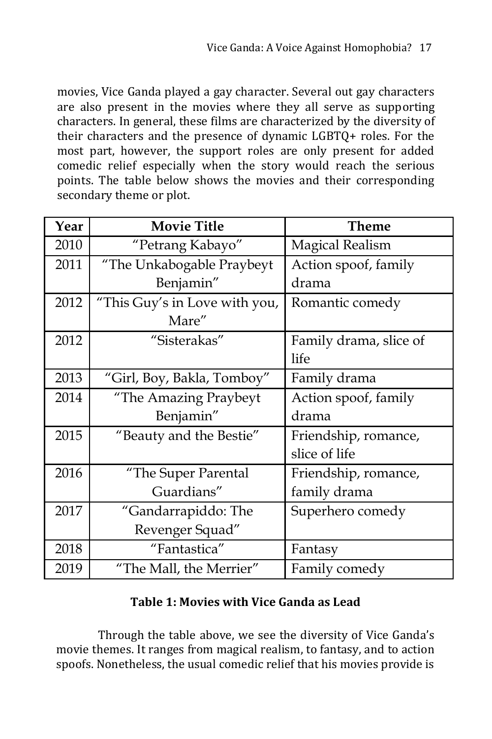movies, Vice Ganda played a gay character. Several out gay characters are also present in the movies where they all serve as supporting characters. In general, these films are characterized by the diversity of their characters and the presence of dynamic LGBTQ+ roles. For the most part, however, the support roles are only present for added comedic relief especially when the story would reach the serious points. The table below shows the movies and their corresponding secondary theme or plot.

| Year | Movie Title | Theme |
|---|---|---|
| 2010 | "Petrang Kabayo" | Magical Realism |
| 2011 | "The Unkabogable Praybeyt Benjamin" | Action spoof, family drama |
| 2012 | "This Guy's in Love with you, Mare" | Romantic comedy |
| 2012 | "Sisterakas" | Family drama, slice of life |
| 2013 | "Girl, Boy, Bakla, Tomboy" | Family drama |
| 2014 | "The Amazing Praybeyt Benjamin" | Action spoof, family drama |
| 2015 | "Beauty and the Bestie" | Friendship, romance, slice of life |
| 2016 | "The Super Parental Guardians" | Friendship, romance, family drama |
| 2017 | "Gandarrapiddo: The Revenger Squad" | Superhero comedy |
| 2018 | "Fantastica" | Fantasy |
| 2019 | "The Mall, the Merrier" | Family comedy |

**Table 1: Movies with Vice Ganda as Lead**

Through the table above, we see the diversity of Vice Ganda's movie themes. It ranges from magical realism, to fantasy, and to action spoofs. Nonetheless, the usual comedic relief that his movies provide is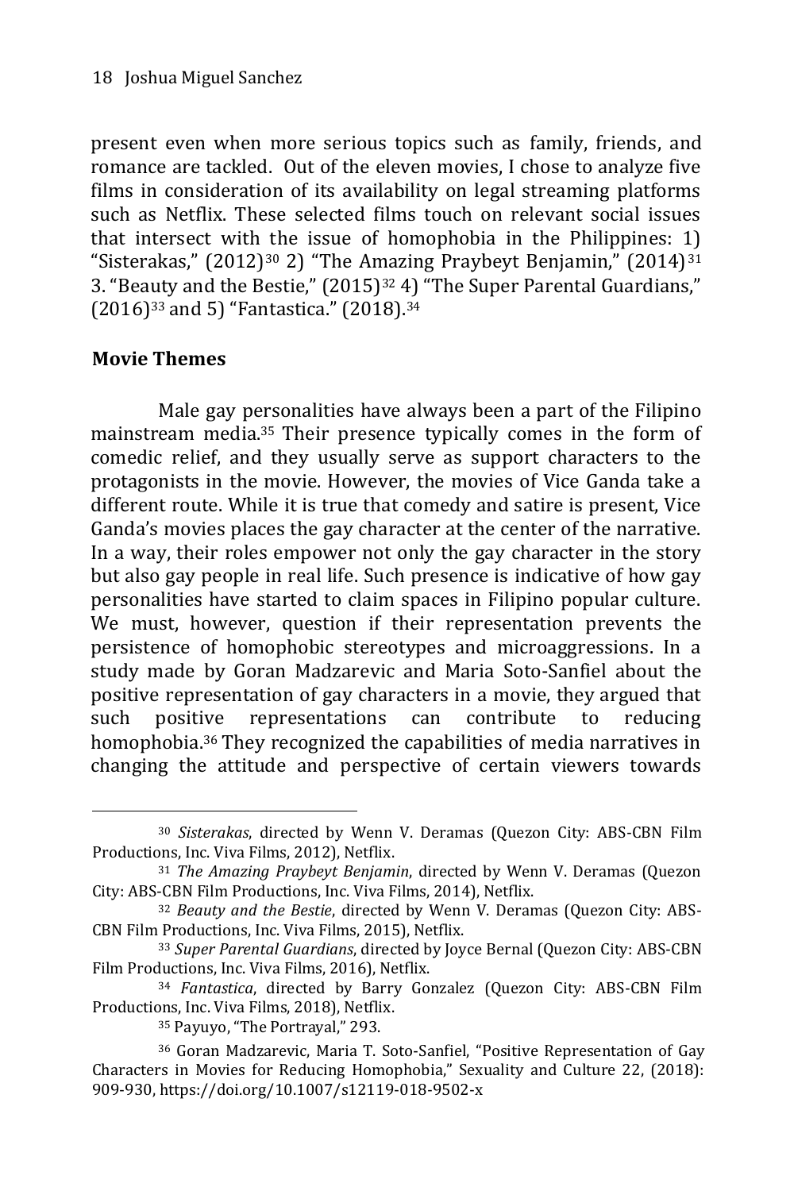present even when more serious topics such as family, friends, and romance are tackled. Out of the eleven movies, I chose to analyze five films in consideration of its availability on legal streaming platforms such as Netflix. These selected films touch on relevant social issues that intersect with the issue of homophobia in the Philippines: 1) "Sisterakas," (2012)[30] 2) "The Amazing Praybeyt Benjamin," (2014)[31] 3. "Beauty and the Bestie," (2015)[32] 4) "The Super Parental Guardians," (2016)[33] and 5) "Fantastica." (2018).[34]

## Movie Themes

Male gay personalities have always been a part of the Filipino mainstream media.[35] Their presence typically comes in the form of comedic relief, and they usually serve as support characters to the protagonists in the movie. However, the movies of Vice Ganda take a different route. While it is true that comedy and satire is present, Vice Ganda's movies places the gay character at the center of the narrative. In a way, their roles empower not only the gay character in the story but also gay people in real life. Such presence is indicative of how gay personalities have started to claim spaces in Filipino popular culture. We must, however, question if their representation prevents the persistence of homophobic stereotypes and microaggressions. In a study made by Goran Madzarevic and Maria Soto-Sanfiel about the positive representation of gay characters in a movie, they argued that such positive representations can contribute to reducing homophobia.[36] They recognized the capabilities of media narratives in changing the attitude and perspective of certain viewers towards

---

[30] *Sisterakas*, directed by Wenn V. Deramas (Quezon City: ABS-CBN Film Productions, Inc. Viva Films, 2012), Netflix.

[31] *The Amazing Praybeyt Benjamin*, directed by Wenn V. Deramas (Quezon City: ABS-CBN Film Productions, Inc. Viva Films, 2014), Netflix.

[32] *Beauty and the Bestie*, directed by Wenn V. Deramas (Quezon City: ABS-CBN Film Productions, Inc. Viva Films, 2015), Netflix.

[33] *Super Parental Guardians*, directed by Joyce Bernal (Quezon City: ABS-CBN Film Productions, Inc. Viva Films, 2016), Netflix.

[34] *Fantastica*, directed by Barry Gonzalez (Quezon City: ABS-CBN Film Productions, Inc. Viva Films, 2018), Netflix.

[35] Payuyo, "The Portrayal," 293.

[36] Goran Madzarevic, Maria T. Soto-Sanfiel, "Positive Representation of Gay Characters in Movies for Reducing Homophobia," Sexuality and Culture 22, (2018): 909-930, https://doi.org/10.1007/s12119-018-9502-x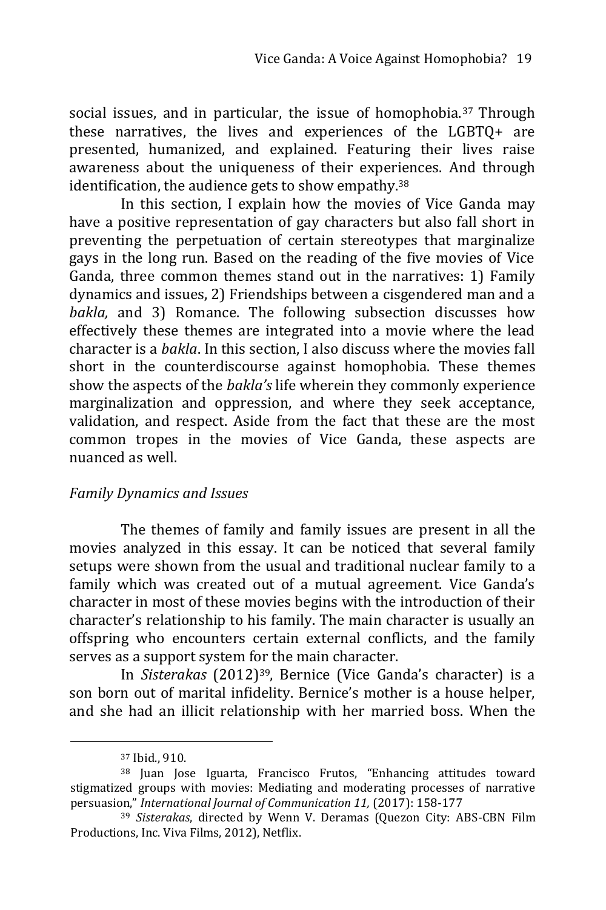social issues, and in particular, the issue of homophobia.[37] Through these narratives, the lives and experiences of the LGBTQ+ are presented, humanized, and explained. Featuring their lives raise awareness about the uniqueness of their experiences. And through identification, the audience gets to show empathy.[38]

In this section, I explain how the movies of Vice Ganda may have a positive representation of gay characters but also fall short in preventing the perpetuation of certain stereotypes that marginalize gays in the long run. Based on the reading of the five movies of Vice Ganda, three common themes stand out in the narratives: 1) Family dynamics and issues, 2) Friendships between a cisgendered man and a *bakla,* and 3) Romance. The following subsection discusses how effectively these themes are integrated into a movie where the lead character is a *bakla*. In this section, I also discuss where the movies fall short in the counterdiscourse against homophobia. These themes show the aspects of the *bakla's* life wherein they commonly experience marginalization and oppression, and where they seek acceptance, validation, and respect. Aside from the fact that these are the most common tropes in the movies of Vice Ganda, these aspects are nuanced as well.

### *Family Dynamics and Issues*

The themes of family and family issues are present in all the movies analyzed in this essay. It can be noticed that several family setups were shown from the usual and traditional nuclear family to a family which was created out of a mutual agreement. Vice Ganda's character in most of these movies begins with the introduction of their character's relationship to his family. The main character is usually an offspring who encounters certain external conflicts, and the family serves as a support system for the main character.

In *Sisterakas* (2012)[39], Bernice (Vice Ganda's character) is a son born out of marital infidelity. Bernice's mother is a house helper, and she had an illicit relationship with her married boss. When the

---

[37] Ibid., 910.

[38] Juan Jose Iguarta, Francisco Frutos, "Enhancing attitudes toward stigmatized groups with movies: Mediating and moderating processes of narrative persuasion," *International Journal of Communication 11,* (2017): 158-177

[39] *Sisterakas*, directed by Wenn V. Deramas (Quezon City: ABS-CBN Film Productions, Inc. Viva Films, 2012), Netflix.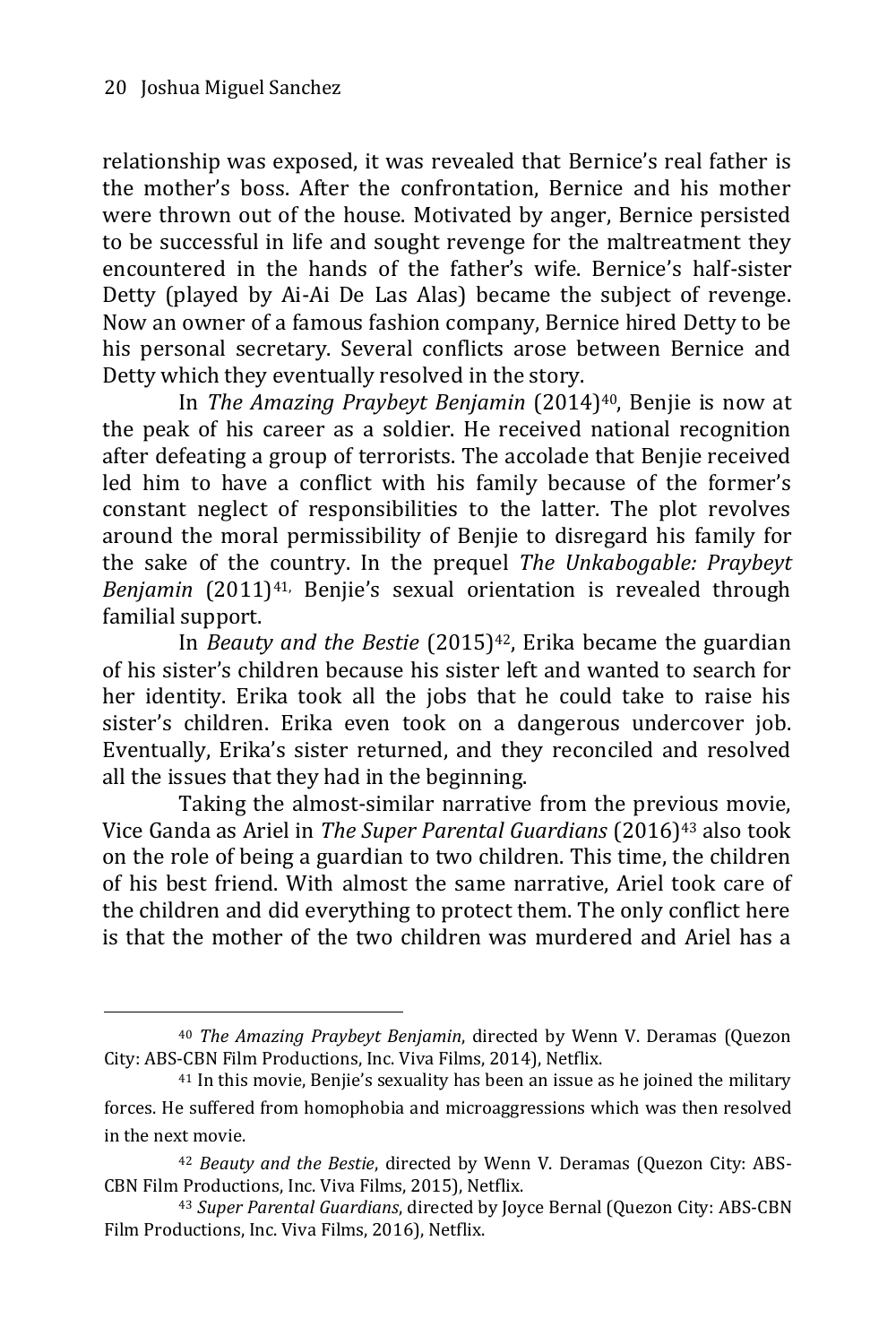relationship was exposed, it was revealed that Bernice's real father is the mother's boss. After the confrontation, Bernice and his mother were thrown out of the house. Motivated by anger, Bernice persisted to be successful in life and sought revenge for the maltreatment they encountered in the hands of the father's wife. Bernice's half-sister Detty (played by Ai-Ai De Las Alas) became the subject of revenge. Now an owner of a famous fashion company, Bernice hired Detty to be his personal secretary. Several conflicts arose between Bernice and Detty which they eventually resolved in the story.

In *The Amazing Praybeyt Benjamin* (2014)[40], Benjie is now at the peak of his career as a soldier. He received national recognition after defeating a group of terrorists. The accolade that Benjie received led him to have a conflict with his family because of the former's constant neglect of responsibilities to the latter. The plot revolves around the moral permissibility of Benjie to disregard his family for the sake of the country. In the prequel *The Unkabogable: Praybeyt Benjamin* (2011)[41], Benjie's sexual orientation is revealed through familial support.

In *Beauty and the Bestie* (2015)[42], Erika became the guardian of his sister's children because his sister left and wanted to search for her identity. Erika took all the jobs that he could take to raise his sister's children. Erika even took on a dangerous undercover job. Eventually, Erika's sister returned, and they reconciled and resolved all the issues that they had in the beginning.

Taking the almost-similar narrative from the previous movie, Vice Ganda as Ariel in *The Super Parental Guardians* (2016)[43] also took on the role of being a guardian to two children. This time, the children of his best friend. With almost the same narrative, Ariel took care of the children and did everything to protect them. The only conflict here is that the mother of the two children was murdered and Ariel has a

---

[40] *The Amazing Praybeyt Benjamin*, directed by Wenn V. Deramas (Quezon City: ABS-CBN Film Productions, Inc. Viva Films, 2014), Netflix.

[41] In this movie, Benjie's sexuality has been an issue as he joined the military forces. He suffered from homophobia and microaggressions which was then resolved in the next movie.

[42] *Beauty and the Bestie*, directed by Wenn V. Deramas (Quezon City: ABS-CBN Film Productions, Inc. Viva Films, 2015), Netflix.

[43] *Super Parental Guardians*, directed by Joyce Bernal (Quezon City: ABS-CBN Film Productions, Inc. Viva Films, 2016), Netflix.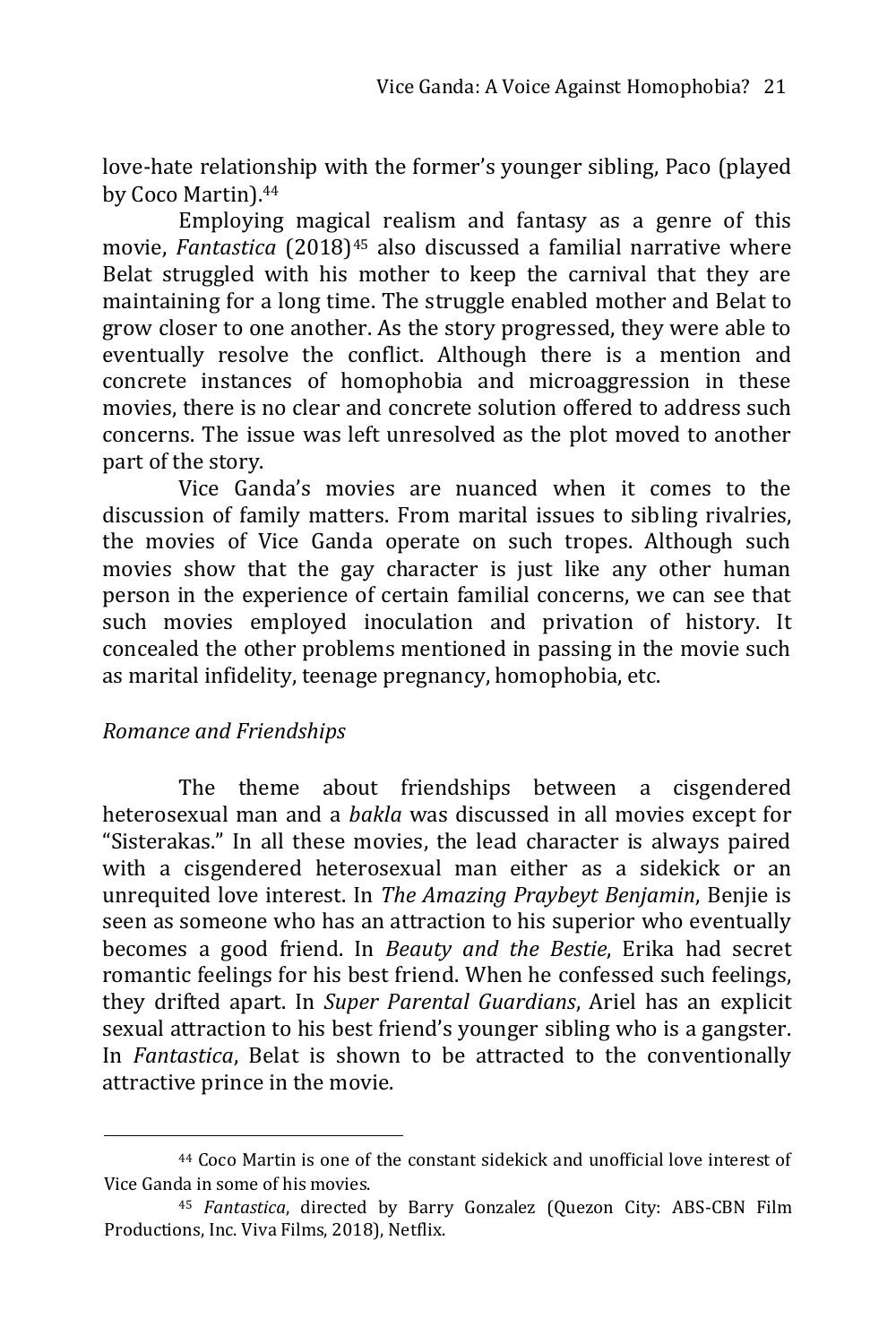love-hate relationship with the former's younger sibling, Paco (played by Coco Martin).[44]

Employing magical realism and fantasy as a genre of this movie, *Fantastica* (2018)[45] also discussed a familial narrative where Belat struggled with his mother to keep the carnival that they are maintaining for a long time. The struggle enabled mother and Belat to grow closer to one another. As the story progressed, they were able to eventually resolve the conflict. Although there is a mention and concrete instances of homophobia and microaggression in these movies, there is no clear and concrete solution offered to address such concerns. The issue was left unresolved as the plot moved to another part of the story.

Vice Ganda's movies are nuanced when it comes to the discussion of family matters. From marital issues to sibling rivalries, the movies of Vice Ganda operate on such tropes. Although such movies show that the gay character is just like any other human person in the experience of certain familial concerns, we can see that such movies employed inoculation and privation of history. It concealed the other problems mentioned in passing in the movie such as marital infidelity, teenage pregnancy, homophobia, etc.

*Romance and Friendships*

The theme about friendships between a cisgendered heterosexual man and a *bakla* was discussed in all movies except for "Sisterakas." In all these movies, the lead character is always paired with a cisgendered heterosexual man either as a sidekick or an unrequited love interest. In *The Amazing Praybeyt Benjamin*, Benjie is seen as someone who has an attraction to his superior who eventually becomes a good friend. In *Beauty and the Bestie*, Erika had secret romantic feelings for his best friend. When he confessed such feelings, they drifted apart. In *Super Parental Guardians*, Ariel has an explicit sexual attraction to his best friend's younger sibling who is a gangster. In *Fantastica*, Belat is shown to be attracted to the conventionally attractive prince in the movie.

---

[44] Coco Martin is one of the constant sidekick and unofficial love interest of Vice Ganda in some of his movies.

[45] *Fantastica*, directed by Barry Gonzalez (Quezon City: ABS-CBN Film Productions, Inc. Viva Films, 2018), Netflix.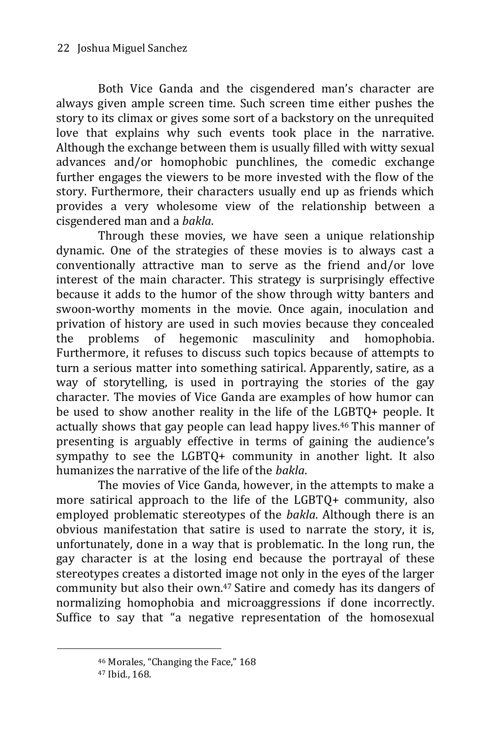Both Vice Ganda and the cisgendered man's character are always given ample screen time. Such screen time either pushes the story to its climax or gives some sort of a backstory on the unrequited love that explains why such events took place in the narrative. Although the exchange between them is usually filled with witty sexual advances and/or homophobic punchlines, the comedic exchange further engages the viewers to be more invested with the flow of the story. Furthermore, their characters usually end up as friends which provides a very wholesome view of the relationship between a cisgendered man and a *bakla*.

Through these movies, we have seen a unique relationship dynamic. One of the strategies of these movies is to always cast a conventionally attractive man to serve as the friend and/or love interest of the main character. This strategy is surprisingly effective because it adds to the humor of the show through witty banters and swoon-worthy moments in the movie. Once again, inoculation and privation of history are used in such movies because they concealed the problems of hegemonic masculinity and homophobia. Furthermore, it refuses to discuss such topics because of attempts to turn a serious matter into something satirical. Apparently, satire, as a way of storytelling, is used in portraying the stories of the gay character. The movies of Vice Ganda are examples of how humor can be used to show another reality in the life of the LGBTQ+ people. It actually shows that gay people can lead happy lives.[46] This manner of presenting is arguably effective in terms of gaining the audience's sympathy to see the LGBTQ+ community in another light. It also humanizes the narrative of the life of the *bakla*.

The movies of Vice Ganda, however, in the attempts to make a more satirical approach to the life of the LGBTQ+ community, also employed problematic stereotypes of the *bakla*. Although there is an obvious manifestation that satire is used to narrate the story, it is, unfortunately, done in a way that is problematic. In the long run, the gay character is at the losing end because the portrayal of these stereotypes creates a distorted image not only in the eyes of the larger community but also their own.[47] Satire and comedy has its dangers of normalizing homophobia and microaggressions if done incorrectly. Suffice to say that "a negative representation of the homosexual

---

[46] Morales, "Changing the Face," 168

[47] Ibid., 168.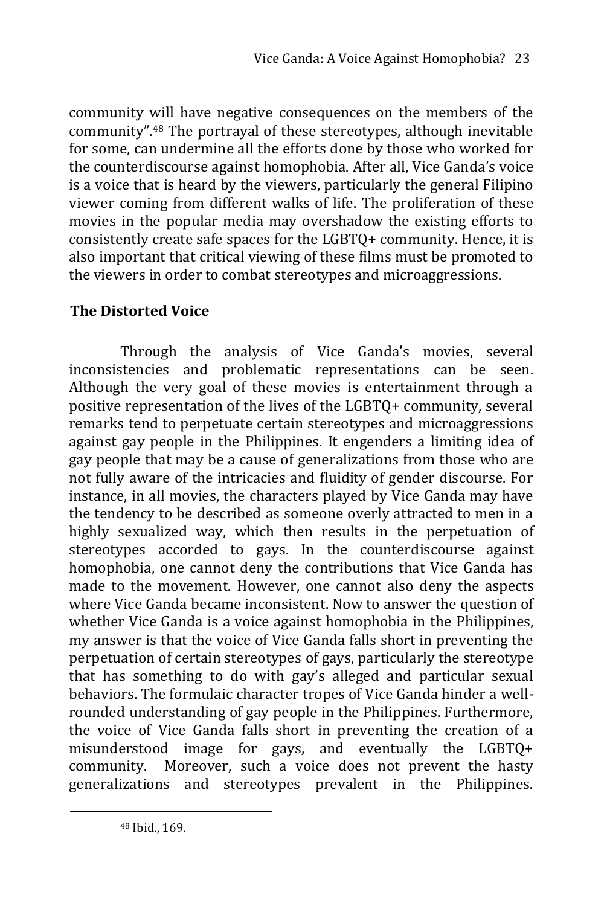community will have negative consequences on the members of the community".[48] The portrayal of these stereotypes, although inevitable for some, can undermine all the efforts done by those who worked for the counterdiscourse against homophobia. After all, Vice Ganda's voice is a voice that is heard by the viewers, particularly the general Filipino viewer coming from different walks of life. The proliferation of these movies in the popular media may overshadow the existing efforts to consistently create safe spaces for the LGBTQ+ community. Hence, it is also important that critical viewing of these films must be promoted to the viewers in order to combat stereotypes and microaggressions.

## The Distorted Voice

Through the analysis of Vice Ganda's movies, several inconsistencies and problematic representations can be seen. Although the very goal of these movies is entertainment through a positive representation of the lives of the LGBTQ+ community, several remarks tend to perpetuate certain stereotypes and microaggressions against gay people in the Philippines. It engenders a limiting idea of gay people that may be a cause of generalizations from those who are not fully aware of the intricacies and fluidity of gender discourse. For instance, in all movies, the characters played by Vice Ganda may have the tendency to be described as someone overly attracted to men in a highly sexualized way, which then results in the perpetuation of stereotypes accorded to gays. In the counterdiscourse against homophobia, one cannot deny the contributions that Vice Ganda has made to the movement. However, one cannot also deny the aspects where Vice Ganda became inconsistent. Now to answer the question of whether Vice Ganda is a voice against homophobia in the Philippines, my answer is that the voice of Vice Ganda falls short in preventing the perpetuation of certain stereotypes of gays, particularly the stereotype that has something to do with gay's alleged and particular sexual behaviors. The formulaic character tropes of Vice Ganda hinder a well-rounded understanding of gay people in the Philippines. Furthermore, the voice of Vice Ganda falls short in preventing the creation of a misunderstood image for gays, and eventually the LGBTQ+ community. Moreover, such a voice does not prevent the hasty generalizations and stereotypes prevalent in the Philippines.

[48] Ibid., 169.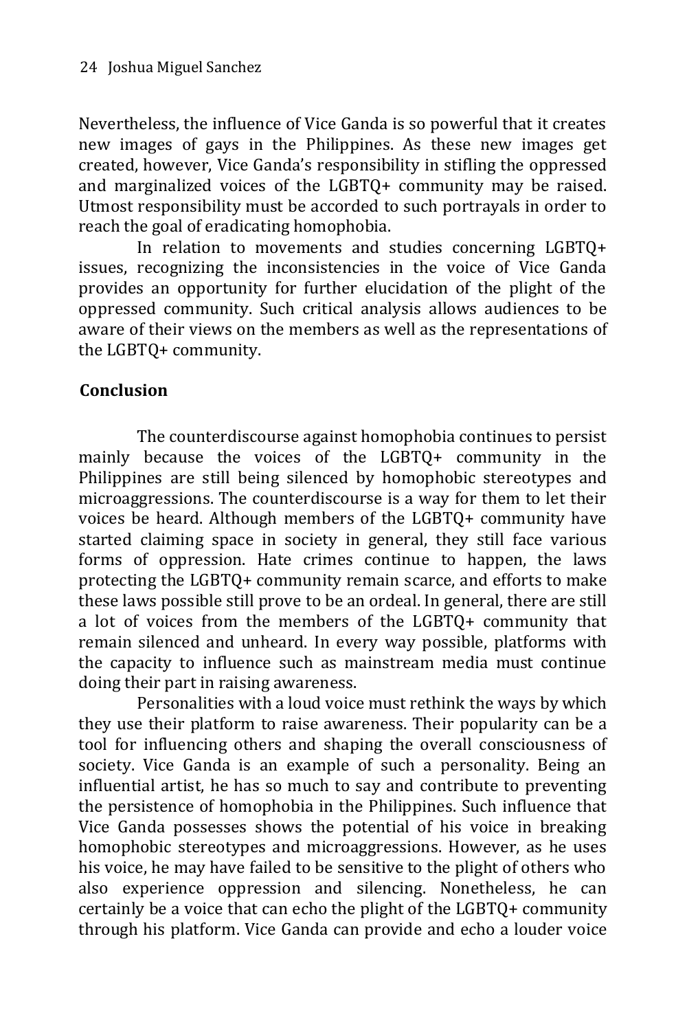Nevertheless, the influence of Vice Ganda is so powerful that it creates new images of gays in the Philippines. As these new images get created, however, Vice Ganda's responsibility in stifling the oppressed and marginalized voices of the LGBTQ+ community may be raised. Utmost responsibility must be accorded to such portrayals in order to reach the goal of eradicating homophobia.

In relation to movements and studies concerning LGBTQ+ issues, recognizing the inconsistencies in the voice of Vice Ganda provides an opportunity for further elucidation of the plight of the oppressed community. Such critical analysis allows audiences to be aware of their views on the members as well as the representations of the LGBTQ+ community.

## Conclusion

The counterdiscourse against homophobia continues to persist mainly because the voices of the LGBTQ+ community in the Philippines are still being silenced by homophobic stereotypes and microaggressions. The counterdiscourse is a way for them to let their voices be heard. Although members of the LGBTQ+ community have started claiming space in society in general, they still face various forms of oppression. Hate crimes continue to happen, the laws protecting the LGBTQ+ community remain scarce, and efforts to make these laws possible still prove to be an ordeal. In general, there are still a lot of voices from the members of the LGBTQ+ community that remain silenced and unheard. In every way possible, platforms with the capacity to influence such as mainstream media must continue doing their part in raising awareness.

Personalities with a loud voice must rethink the ways by which they use their platform to raise awareness. Their popularity can be a tool for influencing others and shaping the overall consciousness of society. Vice Ganda is an example of such a personality. Being an influential artist, he has so much to say and contribute to preventing the persistence of homophobia in the Philippines. Such influence that Vice Ganda possesses shows the potential of his voice in breaking homophobic stereotypes and microaggressions. However, as he uses his voice, he may have failed to be sensitive to the plight of others who also experience oppression and silencing. Nonetheless, he can certainly be a voice that can echo the plight of the LGBTQ+ community through his platform. Vice Ganda can provide and echo a louder voice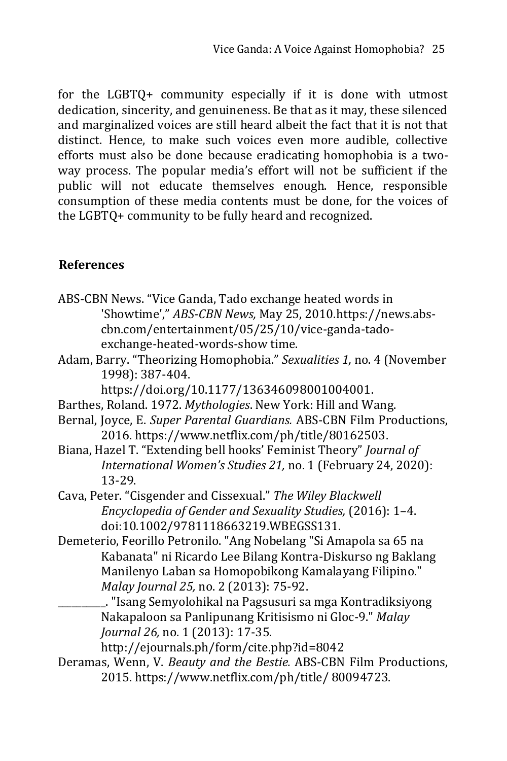for the LGBTQ+ community especially if it is done with utmost dedication, sincerity, and genuineness. Be that as it may, these silenced and marginalized voices are still heard albeit the fact that it is not that distinct. Hence, to make such voices even more audible, collective efforts must also be done because eradicating homophobia is a two-way process. The popular media's effort will not be sufficient if the public will not educate themselves enough. Hence, responsible consumption of these media contents must be done, for the voices of the LGBTQ+ community to be fully heard and recognized.

## References

ABS-CBN News. "Vice Ganda, Tado exchange heated words in 'Showtime'," *ABS-CBN News,* May 25, 2010.https://news.abs-cbn.com/entertainment/05/25/10/vice-ganda-tado-exchange-heated-words-show time.

Adam, Barry. "Theorizing Homophobia." *Sexualities 1,* no. 4 (November 1998): 387-404. https://doi.org/10.1177/136346098001004001.

Barthes, Roland. 1972. *Mythologies*. New York: Hill and Wang.

Bernal, Joyce, E. *Super Parental Guardians.* ABS-CBN Film Productions, 2016. https://www.netflix.com/ph/title/80162503.

Biana, Hazel T. "Extending bell hooks' Feminist Theory" *Journal of International Women's Studies 21,* no. 1 (February 24, 2020): 13-29.

Cava, Peter. "Cisgender and Cissexual." *The Wiley Blackwell Encyclopedia of Gender and Sexuality Studies,* (2016): 1–4. doi:10.1002/9781118663219.WBEGSS131.

Demeterio, Feorillo Petronilo. "Ang Nobelang "Si Amapola sa 65 na Kabanata" ni Ricardo Lee Bilang Kontra-Diskurso ng Baklang Manilenyo Laban sa Homopobikong Kamalayang Filipino." *Malay Journal 25,* no. 2 (2013): 75-92.

__________. "Isang Semyolohikal na Pagsusuri sa mga Kontradiksiyong Nakapaloon sa Panlipunang Kritisismo ni Gloc-9." *Malay Journal 26,* no. 1 (2013): 17-35. http://ejournals.ph/form/cite.php?id=8042

Deramas, Wenn, V. *Beauty and the Bestie.* ABS-CBN Film Productions, 2015. https://www.netflix.com/ph/title/ 80094723.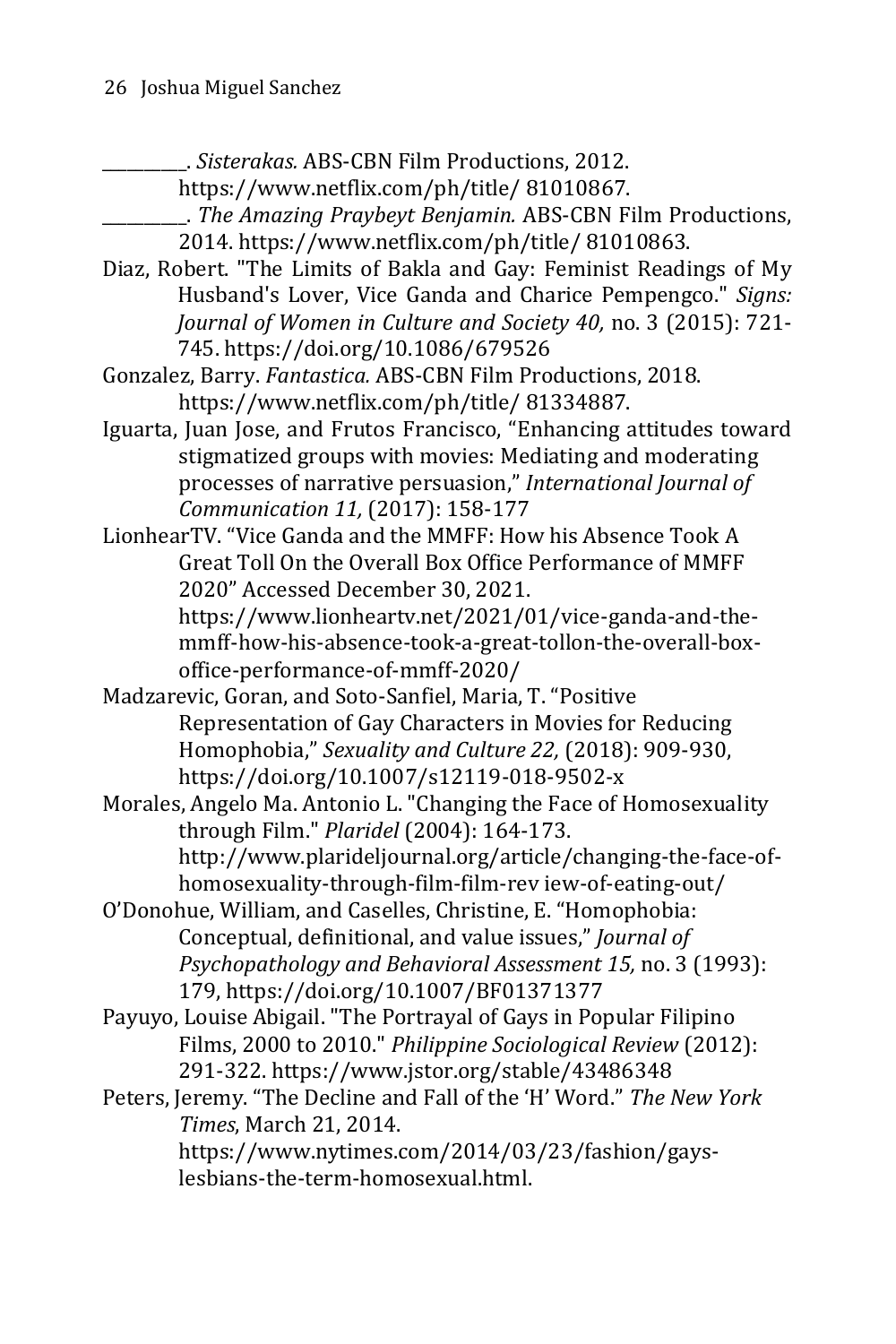\_\_\_\_\_\_\_\_\_\_. *Sisterakas.* ABS-CBN Film Productions, 2012. https://www.netflix.com/ph/title/ 81010867.

\_\_\_\_\_\_\_\_\_\_. *The Amazing Praybeyt Benjamin.* ABS-CBN Film Productions, 2014. https://www.netflix.com/ph/title/ 81010863.

Diaz, Robert. "The Limits of Bakla and Gay: Feminist Readings of My Husband's Lover, Vice Ganda and Charice Pempengco." *Signs: Journal of Women in Culture and Society 40,* no. 3 (2015): 721-745. https://doi.org/10.1086/679526

Gonzalez, Barry. *Fantastica.* ABS-CBN Film Productions, 2018. https://www.netflix.com/ph/title/ 81334887.

Iguarta, Juan Jose, and Frutos Francisco, "Enhancing attitudes toward stigmatized groups with movies: Mediating and moderating processes of narrative persuasion," *International Journal of Communication 11,* (2017): 158-177

LionhearTV. "Vice Ganda and the MMFF: How his Absence Took A Great Toll On the Overall Box Office Performance of MMFF 2020" Accessed December 30, 2021. https://www.lionheartv.net/2021/01/vice-ganda-and-the-mmff-how-his-absence-took-a-great-tollon-the-overall-box-office-performance-of-mmff-2020/

Madzarevic, Goran, and Soto-Sanfiel, Maria, T. "Positive Representation of Gay Characters in Movies for Reducing Homophobia," *Sexuality and Culture 22,* (2018): 909-930, https://doi.org/10.1007/s12119-018-9502-x

Morales, Angelo Ma. Antonio L. "Changing the Face of Homosexuality through Film." *Plaridel* (2004): 164-173. http://www.plarideljournal.org/article/changing-the-face-of-homosexuality-through-film-film-rev iew-of-eating-out/

O'Donohue, William, and Caselles, Christine, E. "Homophobia: Conceptual, definitional, and value issues," *Journal of Psychopathology and Behavioral Assessment 15,* no. 3 (1993): 179, https://doi.org/10.1007/BF01371377

Payuyo, Louise Abigail. "The Portrayal of Gays in Popular Filipino Films, 2000 to 2010." *Philippine Sociological Review* (2012): 291-322. https://www.jstor.org/stable/43486348

Peters, Jeremy. "The Decline and Fall of the 'H' Word." *The New York Times*, March 21, 2014. https://www.nytimes.com/2014/03/23/fashion/gays-lesbians-the-term-homosexual.html.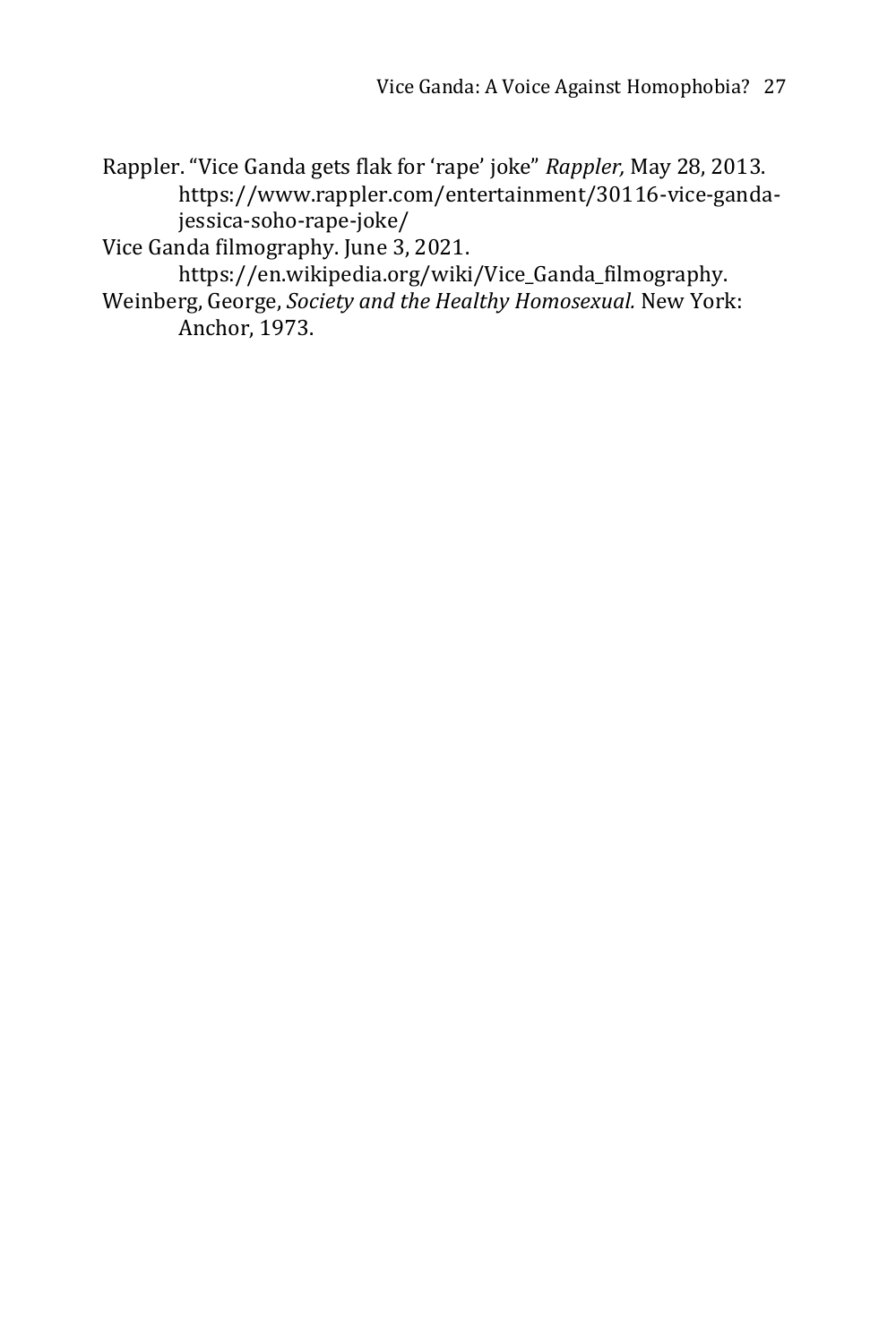Rappler. “Vice Ganda gets flak for ‘rape’ joke” *Rappler,* May 28, 2013. https://www.rappler.com/entertainment/30116-vice-ganda-jessica-soho-rape-joke/

Vice Ganda filmography. June 3, 2021. https://en.wikipedia.org/wiki/Vice_Ganda_filmography.

Weinberg, George, *Society and the Healthy Homosexual.* New York: Anchor, 1973.